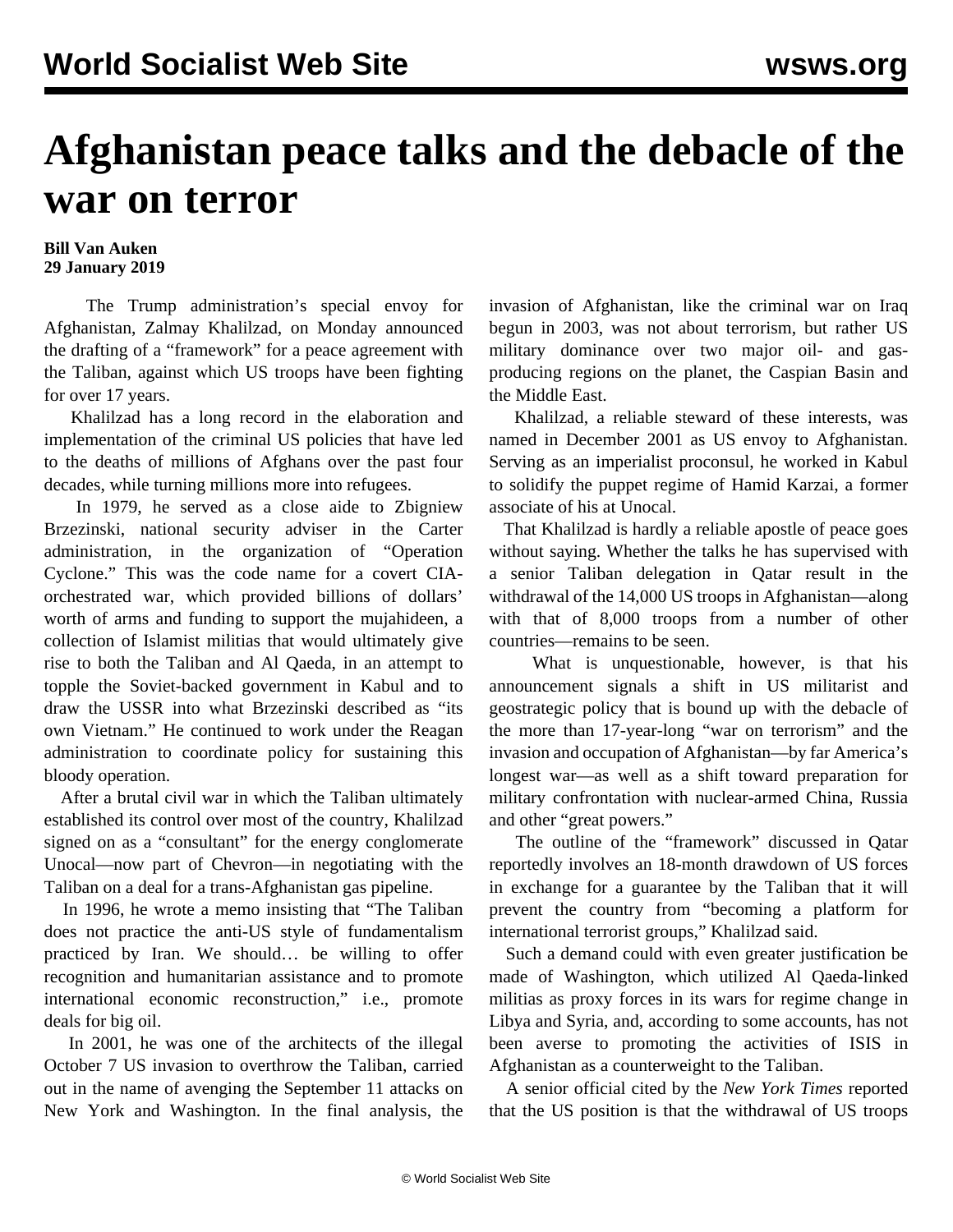# Afghanistan peace talks and the debacle of the war on terror

**Bill Van Auken**
**29 January 2019**

The Trump administration's special envoy for Afghanistan, Zalmay Khalilzad, on Monday announced the drafting of a "framework" for a peace agreement with the Taliban, against which US troops have been fighting for over 17 years.

Khalilzad has a long record in the elaboration and implementation of the criminal US policies that have led to the deaths of millions of Afghans over the past four decades, while turning millions more into refugees.

In 1979, he served as a close aide to Zbigniew Brzezinski, national security adviser in the Carter administration, in the organization of "Operation Cyclone." This was the code name for a covert CIA-orchestrated war, which provided billions of dollars' worth of arms and funding to support the mujahideen, a collection of Islamist militias that would ultimately give rise to both the Taliban and Al Qaeda, in an attempt to topple the Soviet-backed government in Kabul and to draw the USSR into what Brzezinski described as "its own Vietnam." He continued to work under the Reagan administration to coordinate policy for sustaining this bloody operation.

After a brutal civil war in which the Taliban ultimately established its control over most of the country, Khalilzad signed on as a "consultant" for the energy conglomerate Unocal—now part of Chevron—in negotiating with the Taliban on a deal for a trans-Afghanistan gas pipeline.

In 1996, he wrote a memo insisting that "The Taliban does not practice the anti-US style of fundamentalism practiced by Iran. We should… be willing to offer recognition and humanitarian assistance and to promote international economic reconstruction," i.e., promote deals for big oil.

In 2001, he was one of the architects of the illegal October 7 US invasion to overthrow the Taliban, carried out in the name of avenging the September 11 attacks on New York and Washington. In the final analysis, the invasion of Afghanistan, like the criminal war on Iraq begun in 2003, was not about terrorism, but rather US military dominance over two major oil- and gas-producing regions on the planet, the Caspian Basin and the Middle East.

Khalilzad, a reliable steward of these interests, was named in December 2001 as US envoy to Afghanistan. Serving as an imperialist proconsul, he worked in Kabul to solidify the puppet regime of Hamid Karzai, a former associate of his at Unocal.

That Khalilzad is hardly a reliable apostle of peace goes without saying. Whether the talks he has supervised with a senior Taliban delegation in Qatar result in the withdrawal of the 14,000 US troops in Afghanistan—along with that of 8,000 troops from a number of other countries—remains to be seen.

What is unquestionable, however, is that his announcement signals a shift in US militarist and geostrategic policy that is bound up with the debacle of the more than 17-year-long "war on terrorism" and the invasion and occupation of Afghanistan—by far America's longest war—as well as a shift toward preparation for military confrontation with nuclear-armed China, Russia and other "great powers."

The outline of the "framework" discussed in Qatar reportedly involves an 18-month drawdown of US forces in exchange for a guarantee by the Taliban that it will prevent the country from "becoming a platform for international terrorist groups," Khalilzad said.

Such a demand could with even greater justification be made of Washington, which utilized Al Qaeda-linked militias as proxy forces in its wars for regime change in Libya and Syria, and, according to some accounts, has not been averse to promoting the activities of ISIS in Afghanistan as a counterweight to the Taliban.

A senior official cited by the *New York Times* reported that the US position is that the withdrawal of US troops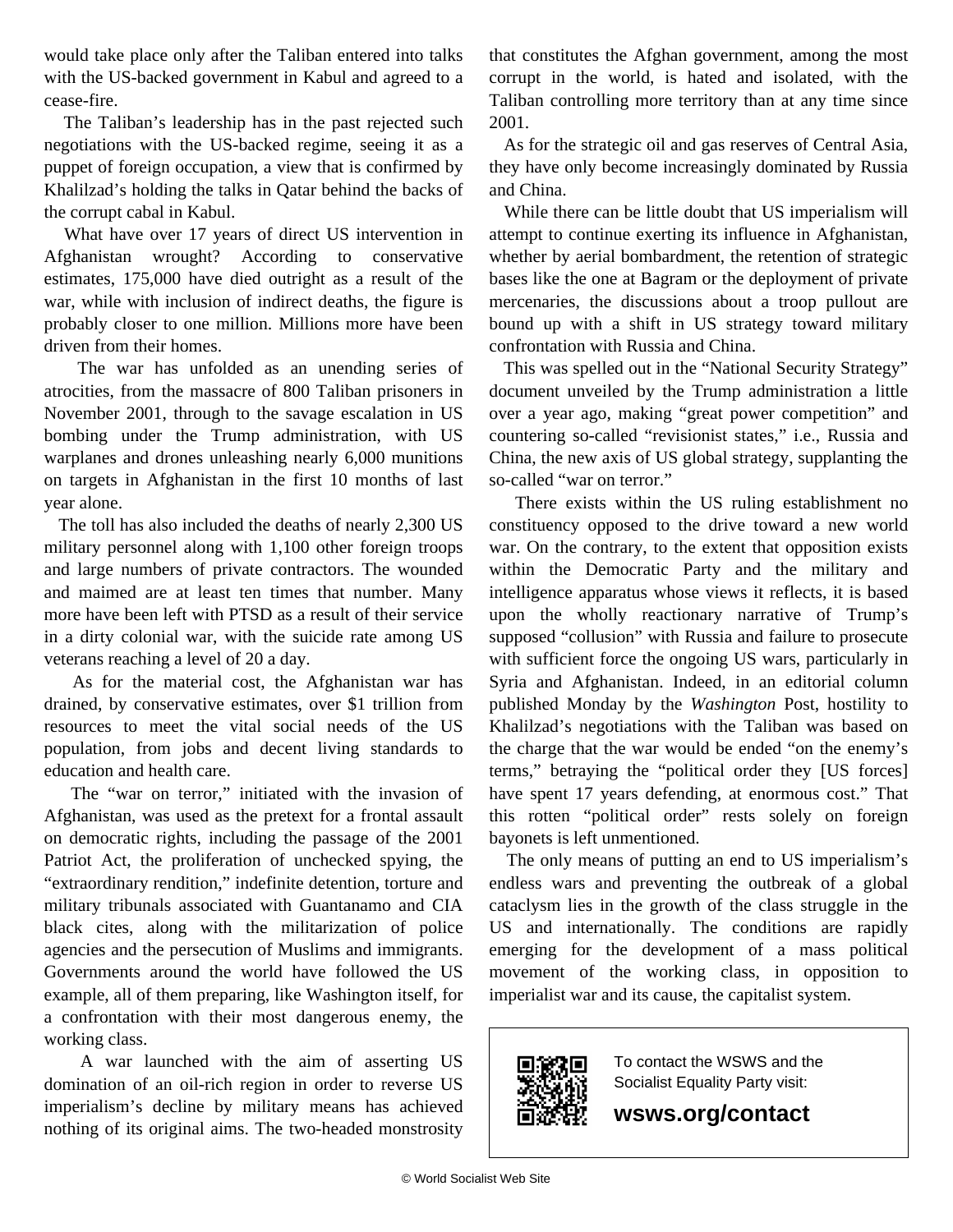would take place only after the Taliban entered into talks with the US-backed government in Kabul and agreed to a cease-fire.

The Taliban's leadership has in the past rejected such negotiations with the US-backed regime, seeing it as a puppet of foreign occupation, a view that is confirmed by Khalilzad's holding the talks in Qatar behind the backs of the corrupt cabal in Kabul.

What have over 17 years of direct US intervention in Afghanistan wrought? According to conservative estimates, 175,000 have died outright as a result of the war, while with inclusion of indirect deaths, the figure is probably closer to one million. Millions more have been driven from their homes.

The war has unfolded as an unending series of atrocities, from the massacre of 800 Taliban prisoners in November 2001, through to the savage escalation in US bombing under the Trump administration, with US warplanes and drones unleashing nearly 6,000 munitions on targets in Afghanistan in the first 10 months of last year alone.

The toll has also included the deaths of nearly 2,300 US military personnel along with 1,100 other foreign troops and large numbers of private contractors. The wounded and maimed are at least ten times that number. Many more have been left with PTSD as a result of their service in a dirty colonial war, with the suicide rate among US veterans reaching a level of 20 a day.

As for the material cost, the Afghanistan war has drained, by conservative estimates, over $1 trillion from resources to meet the vital social needs of the US population, from jobs and decent living standards to education and health care.

The "war on terror," initiated with the invasion of Afghanistan, was used as the pretext for a frontal assault on democratic rights, including the passage of the 2001 Patriot Act, the proliferation of unchecked spying, the "extraordinary rendition," indefinite detention, torture and military tribunals associated with Guantanamo and CIA black cites, along with the militarization of police agencies and the persecution of Muslims and immigrants. Governments around the world have followed the US example, all of them preparing, like Washington itself, for a confrontation with their most dangerous enemy, the working class.

A war launched with the aim of asserting US domination of an oil-rich region in order to reverse US imperialism's decline by military means has achieved nothing of its original aims. The two-headed monstrosity that constitutes the Afghan government, among the most corrupt in the world, is hated and isolated, with the Taliban controlling more territory than at any time since 2001.

As for the strategic oil and gas reserves of Central Asia, they have only become increasingly dominated by Russia and China.

While there can be little doubt that US imperialism will attempt to continue exerting its influence in Afghanistan, whether by aerial bombardment, the retention of strategic bases like the one at Bagram or the deployment of private mercenaries, the discussions about a troop pullout are bound up with a shift in US strategy toward military confrontation with Russia and China.

This was spelled out in the "National Security Strategy" document unveiled by the Trump administration a little over a year ago, making "great power competition" and countering so-called "revisionist states," i.e., Russia and China, the new axis of US global strategy, supplanting the so-called "war on terror."

There exists within the US ruling establishment no constituency opposed to the drive toward a new world war. On the contrary, to the extent that opposition exists within the Democratic Party and the military and intelligence apparatus whose views it reflects, it is based upon the wholly reactionary narrative of Trump's supposed "collusion" with Russia and failure to prosecute with sufficient force the ongoing US wars, particularly in Syria and Afghanistan. Indeed, in an editorial column published Monday by the *Washington* Post, hostility to Khalilzad's negotiations with the Taliban was based on the charge that the war would be ended "on the enemy's terms," betraying the "political order they [US forces] have spent 17 years defending, at enormous cost." That this rotten "political order" rests solely on foreign bayonets is left unmentioned.

The only means of putting an end to US imperialism's endless wars and preventing the outbreak of a global cataclysm lies in the growth of the class struggle in the US and internationally. The conditions are rapidly emerging for the development of a mass political movement of the working class, in opposition to imperialist war and its cause, the capitalist system.

To contact the WSWS and the Socialist Equality Party visit:

**wsws.org/contact**